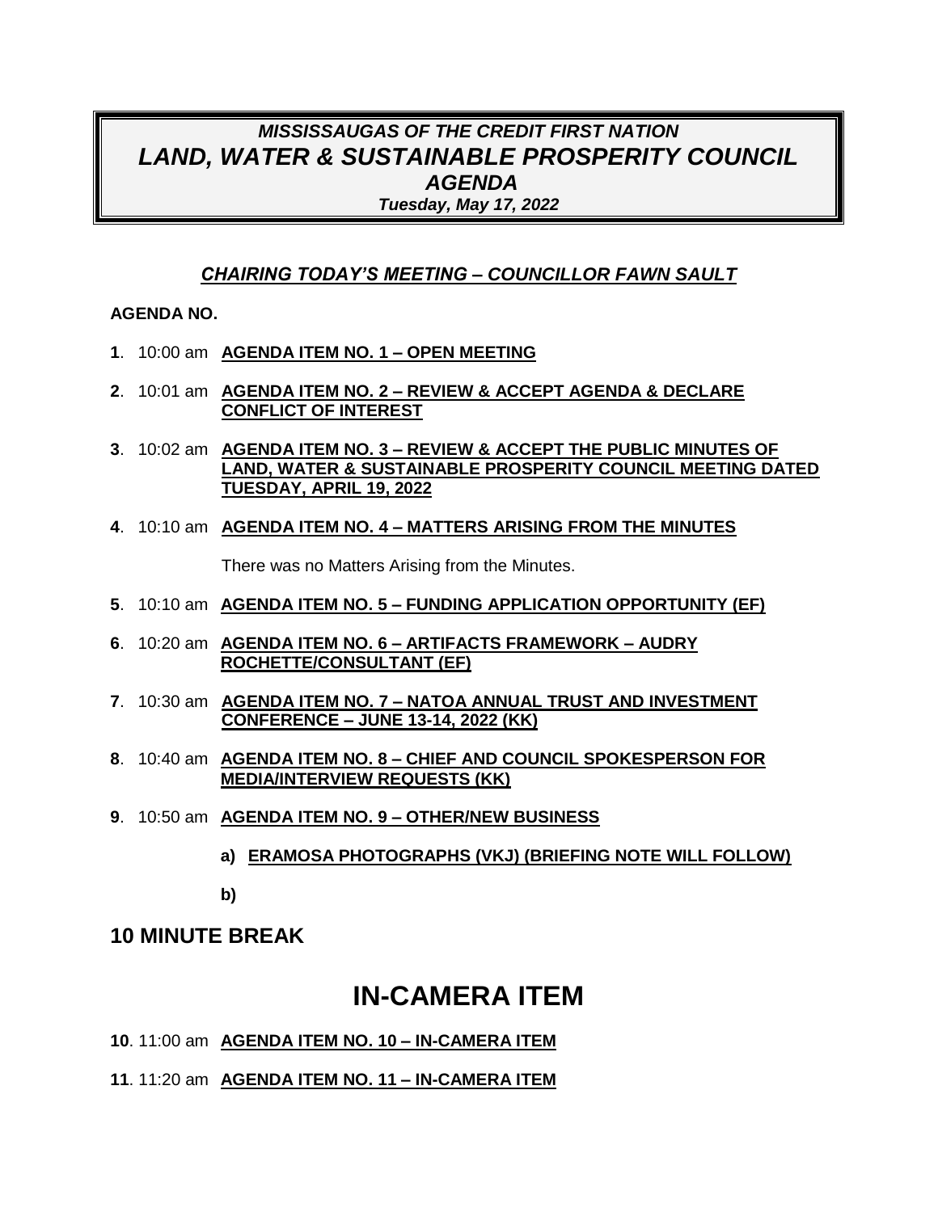# *MISSISSAUGAS OF THE CREDIT FIRST NATION*
# *LAND, WATER & SUSTAINABLE PROSPERITY COUNCIL*
# *AGENDA*
***Tuesday, May 17, 2022***

***CHAIRING TODAY'S MEETING – COUNCILLOR FAWN SAULT***

**AGENDA NO.**

**1**. 10:00 am **AGENDA ITEM NO. 1 – OPEN MEETING**

**2**. 10:01 am **AGENDA ITEM NO. 2 – REVIEW & ACCEPT AGENDA & DECLARE CONFLICT OF INTEREST**

**3**. 10:02 am **AGENDA ITEM NO. 3 – REVIEW & ACCEPT THE PUBLIC MINUTES OF LAND, WATER & SUSTAINABLE PROSPERITY COUNCIL MEETING DATED TUESDAY, APRIL 19, 2022**

**4**. 10:10 am **AGENDA ITEM NO. 4 – MATTERS ARISING FROM THE MINUTES**

There was no Matters Arising from the Minutes.

**5**. 10:10 am **AGENDA ITEM NO. 5 – FUNDING APPLICATION OPPORTUNITY (EF)**

**6**. 10:20 am **AGENDA ITEM NO. 6 – ARTIFACTS FRAMEWORK – AUDRY ROCHETTE/CONSULTANT (EF)**

**7**. 10:30 am **AGENDA ITEM NO. 7 – NATOA ANNUAL TRUST AND INVESTMENT CONFERENCE – JUNE 13-14, 2022 (KK)**

**8**. 10:40 am **AGENDA ITEM NO. 8 – CHIEF AND COUNCIL SPOKESPERSON FOR MEDIA/INTERVIEW REQUESTS (KK)**

**9**. 10:50 am **AGENDA ITEM NO. 9 – OTHER/NEW BUSINESS**

**a) ERAMOSA PHOTOGRAPHS (VKJ) (BRIEFING NOTE WILL FOLLOW)**

**b)**

## 10 MINUTE BREAK

# IN-CAMERA ITEM

**10**. 11:00 am **AGENDA ITEM NO. 10 – IN-CAMERA ITEM**

**11**. 11:20 am **AGENDA ITEM NO. 11 – IN-CAMERA ITEM**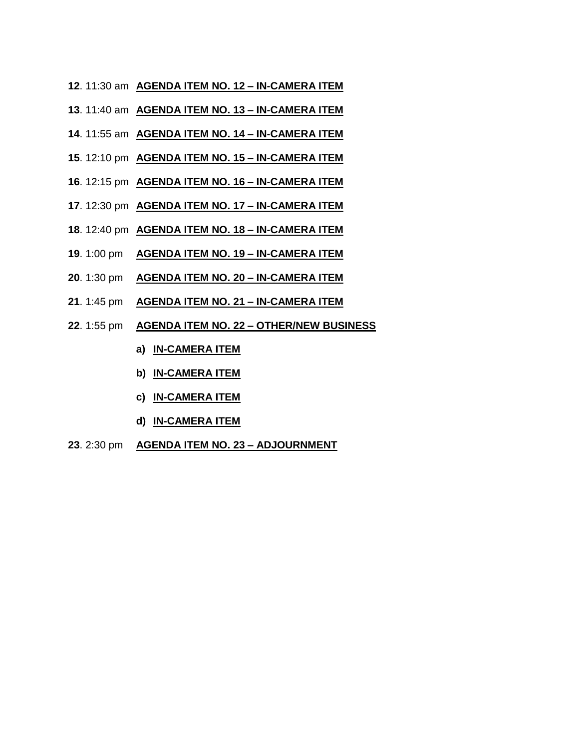**12**. 11:30 am **AGENDA ITEM NO. 12 – IN-CAMERA ITEM**

**13**. 11:40 am **AGENDA ITEM NO. 13 – IN-CAMERA ITEM**

**14**. 11:55 am **AGENDA ITEM NO. 14 – IN-CAMERA ITEM**

**15**. 12:10 pm **AGENDA ITEM NO. 15 – IN-CAMERA ITEM**

**16**. 12:15 pm **AGENDA ITEM NO. 16 – IN-CAMERA ITEM**

**17**. 12:30 pm **AGENDA ITEM NO. 17 – IN-CAMERA ITEM**

**18**. 12:40 pm **AGENDA ITEM NO. 18 – IN-CAMERA ITEM**

**19**. 1:00 pm **AGENDA ITEM NO. 19 – IN-CAMERA ITEM**

**20**. 1:30 pm **AGENDA ITEM NO. 20 – IN-CAMERA ITEM**

**21**. 1:45 pm **AGENDA ITEM NO. 21 – IN-CAMERA ITEM**

**22**. 1:55 pm **AGENDA ITEM NO. 22 – OTHER/NEW BUSINESS**

- **a) IN-CAMERA ITEM**
- **b) IN-CAMERA ITEM**
- **c) IN-CAMERA ITEM**
- **d) IN-CAMERA ITEM**

**23**. 2:30 pm **AGENDA ITEM NO. 23 – ADJOURNMENT**